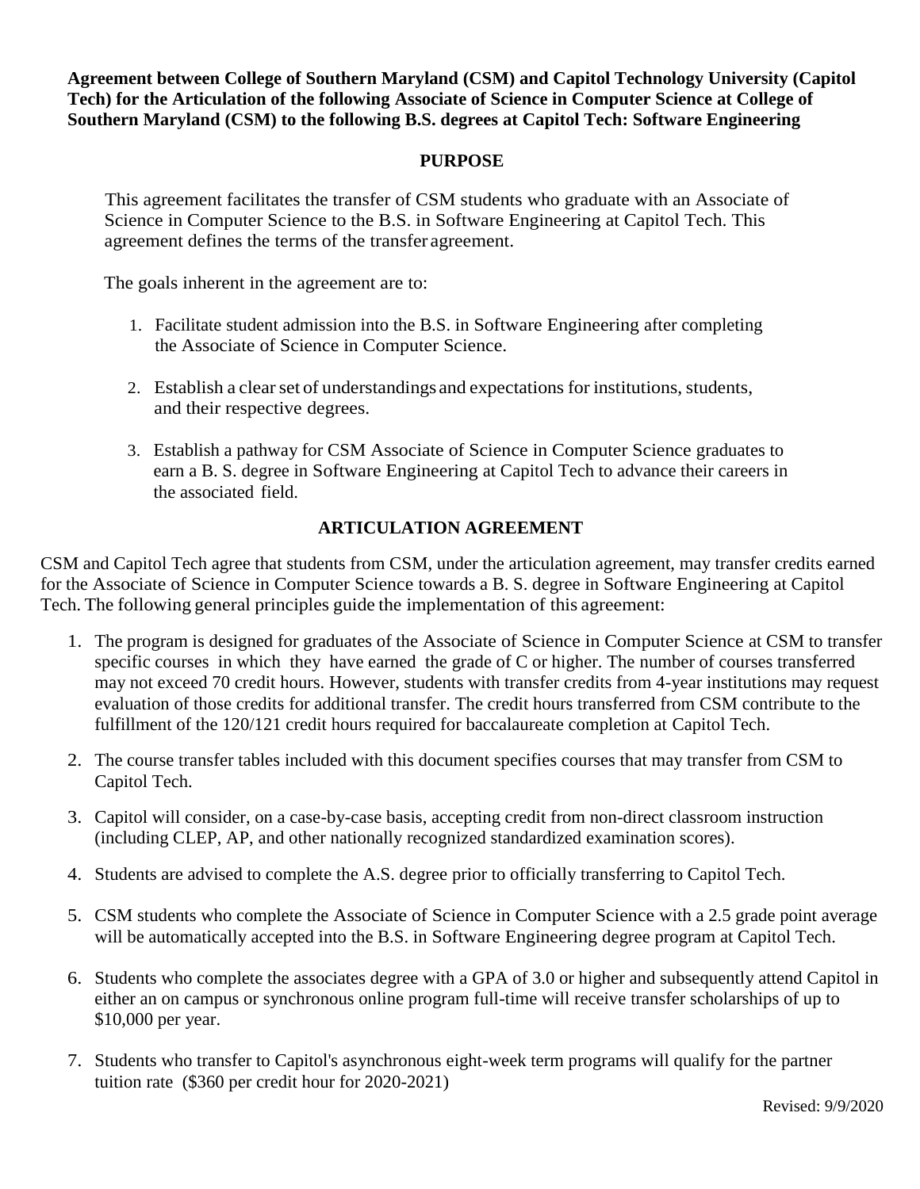**Agreement between College of Southern Maryland (CSM) and Capitol Technology University (Capitol Tech) for the Articulation of the following Associate of Science in Computer Science at College of Southern Maryland (CSM) to the following B.S. degrees at Capitol Tech: Software Engineering**

## PURPOSE

This agreement facilitates the transfer of CSM students who graduate with an Associate of Science in Computer Science to the B.S. in Software Engineering at Capitol Tech. This agreement defines the terms of the transfer agreement.

The goals inherent in the agreement are to:

1. Facilitate student admission into the B.S. in Software Engineering after completing the Associate of Science in Computer Science.
2. Establish a clear set of understandings and expectations for institutions, students, and their respective degrees.
3. Establish a pathway for CSM Associate of Science in Computer Science graduates to earn a B. S. degree in Software Engineering at Capitol Tech to advance their careers in the associated field.

## ARTICULATION AGREEMENT

CSM and Capitol Tech agree that students from CSM, under the articulation agreement, may transfer credits earned for the Associate of Science in Computer Science towards a B. S. degree in Software Engineering at Capitol Tech. The following general principles guide the implementation of this agreement:

1. The program is designed for graduates of the Associate of Science in Computer Science at CSM to transfer specific courses in which they have earned the grade of C or higher. The number of courses transferred may not exceed 70 credit hours. However, students with transfer credits from 4-year institutions may request evaluation of those credits for additional transfer. The credit hours transferred from CSM contribute to the fulfillment of the 120/121 credit hours required for baccalaureate completion at Capitol Tech.
2. The course transfer tables included with this document specifies courses that may transfer from CSM to Capitol Tech.
3. Capitol will consider, on a case-by-case basis, accepting credit from non-direct classroom instruction (including CLEP, AP, and other nationally recognized standardized examination scores).
4. Students are advised to complete the A.S. degree prior to officially transferring to Capitol Tech.
5. CSM students who complete the Associate of Science in Computer Science with a 2.5 grade point average will be automatically accepted into the B.S. in Software Engineering degree program at Capitol Tech.
6. Students who complete the associates degree with a GPA of 3.0 or higher and subsequently attend Capitol in either an on campus or synchronous online program full-time will receive transfer scholarships of up to $10,000 per year.
7. Students who transfer to Capitol's asynchronous eight-week term programs will qualify for the partner tuition rate ($360 per credit hour for 2020-2021)

Revised: 9/9/2020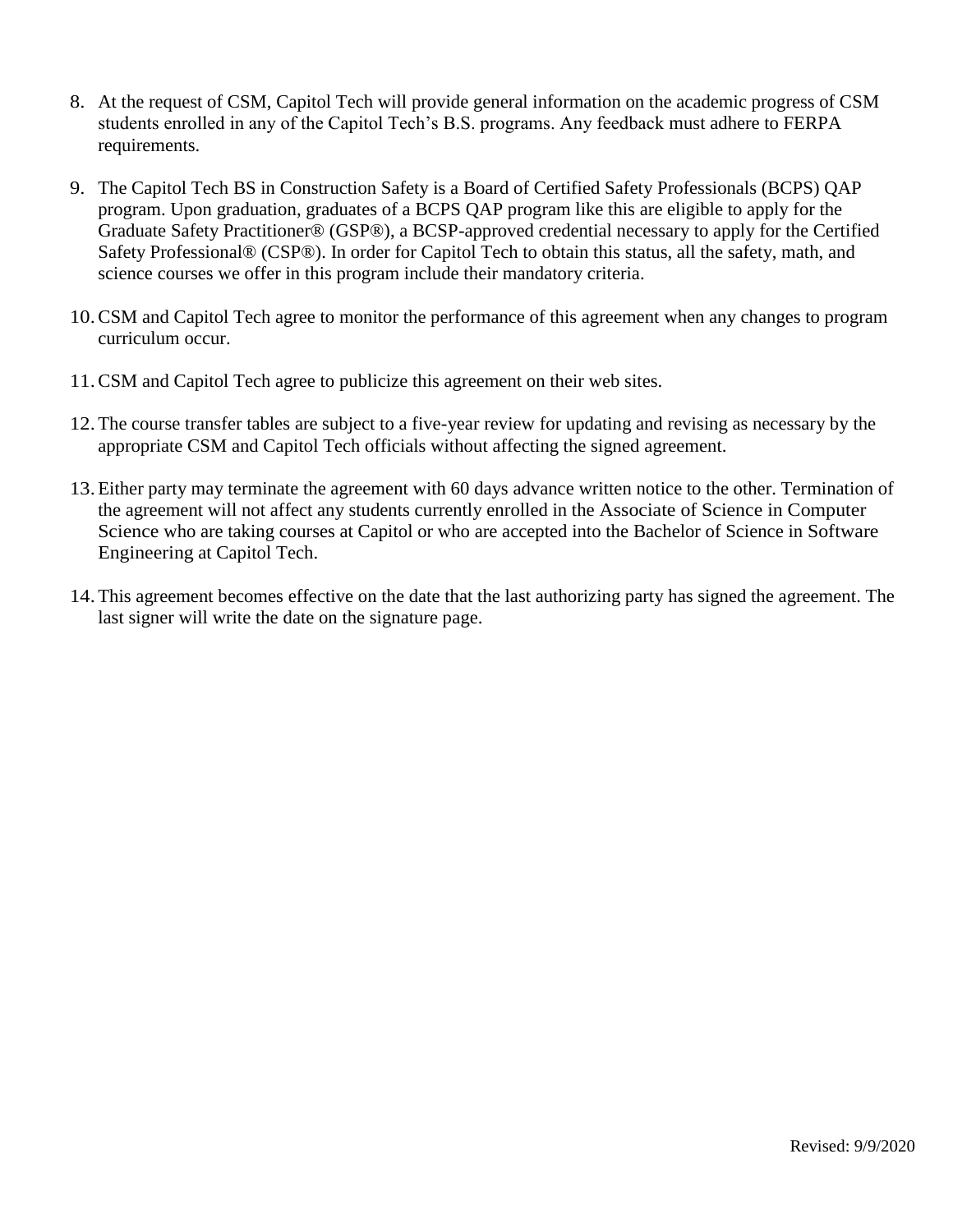8. At the request of CSM, Capitol Tech will provide general information on the academic progress of CSM students enrolled in any of the Capitol Tech's B.S. programs. Any feedback must adhere to FERPA requirements.

9. The Capitol Tech BS in Construction Safety is a Board of Certified Safety Professionals (BCPS) QAP program. Upon graduation, graduates of a BCPS QAP program like this are eligible to apply for the Graduate Safety Practitioner® (GSP®), a BCSP-approved credential necessary to apply for the Certified Safety Professional® (CSP®). In order for Capitol Tech to obtain this status, all the safety, math, and science courses we offer in this program include their mandatory criteria.

10. CSM and Capitol Tech agree to monitor the performance of this agreement when any changes to program curriculum occur.

11. CSM and Capitol Tech agree to publicize this agreement on their web sites.

12. The course transfer tables are subject to a five-year review for updating and revising as necessary by the appropriate CSM and Capitol Tech officials without affecting the signed agreement.

13. Either party may terminate the agreement with 60 days advance written notice to the other. Termination of the agreement will not affect any students currently enrolled in the Associate of Science in Computer Science who are taking courses at Capitol or who are accepted into the Bachelor of Science in Software Engineering at Capitol Tech.

14. This agreement becomes effective on the date that the last authorizing party has signed the agreement. The last signer will write the date on the signature page.

Revised: 9/9/2020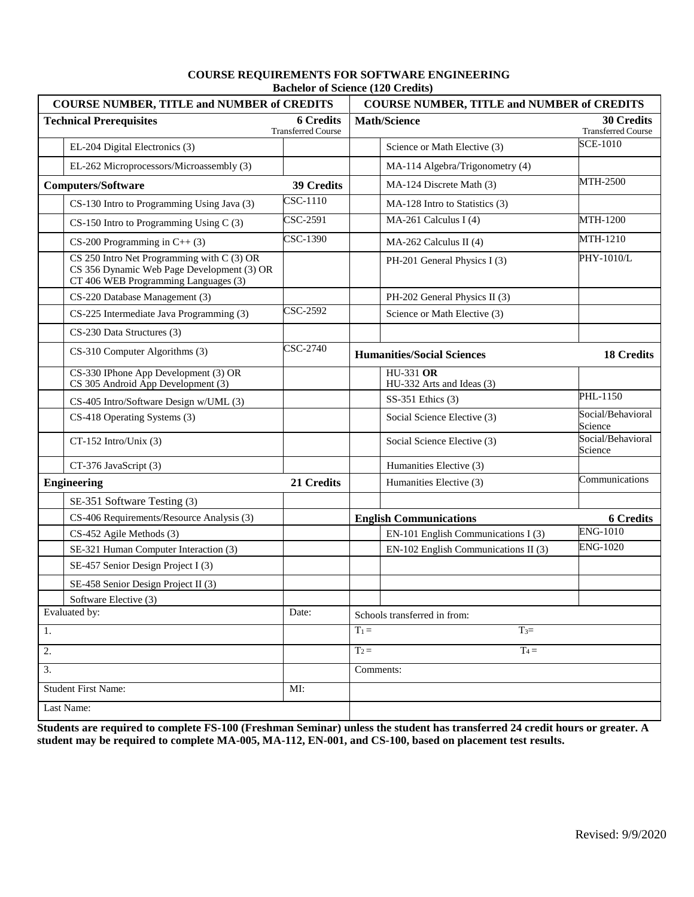# COURSE REQUIREMENTS FOR SOFTWARE ENGINEERING

**Bachelor of Science (120 Credits)**

| | COURSE NUMBER, TITLE and NUMBER of CREDITS | | | COURSE NUMBER, TITLE and NUMBER of CREDITS | |
|---|---|---|---|---|---|
| **Technical Prerequisites** | | **6 Credits** Transferred Course | **Math/Science** | | **30 Credits** Transferred Course |
| | EL-204 Digital Electronics (3) | | | Science or Math Elective (3) | SCE-1010 |
| | EL-262 Microprocessors/Microassembly (3) | | | MA-114 Algebra/Trigonometry (4) | |
| **Computers/Software** | | **39 Credits** | | MA-124 Discrete Math (3) | MTH-2500 |
| | CS-130 Intro to Programming Using Java (3) | CSC-1110 | | MA-128 Intro to Statistics (3) | |
| | CS-150 Intro to Programming Using C (3) | CSC-2591 | | MA-261 Calculus I (4) | MTH-1200 |
| | CS-200 Programming in C++ (3) | CSC-1390 | | MA-262 Calculus II (4) | MTH-1210 |
| | CS 250 Intro Net Programming with C (3) OR CS 356 Dynamic Web Page Development (3) OR CT 406 WEB Programming Languages (3) | | | PH-201 General Physics I (3) | PHY-1010/L |
| | CS-220 Database Management (3) | | | PH-202 General Physics II (3) | |
| | CS-225 Intermediate Java Programming (3) | CSC-2592 | | Science or Math Elective (3) | |
| | CS-230 Data Structures (3) | | | | |
| | CS-310 Computer Algorithms (3) | CSC-2740 | **Humanities/Social Sciences** | | **18 Credits** |
| | CS-330 IPhone App Development (3) OR CS 305 Android App Development (3) | | | HU-331 **OR** HU-332 Arts and Ideas (3) | |
| | CS-405 Intro/Software Design w/UML (3) | | | SS-351 Ethics (3) | PHL-1150 |
| | CS-418 Operating Systems (3) | | | Social Science Elective (3) | Social/Behavioral Science |
| | CT-152 Intro/Unix (3) | | | Social Science Elective (3) | Social/Behavioral Science |
| | CT-376 JavaScript (3) | | | Humanities Elective (3) | |
| **Engineering** | | **21 Credits** | | Humanities Elective (3) | Communications |
| | SE-351 Software Testing (3) | | | | |
| | CS-406 Requirements/Resource Analysis (3) | | **English Communications** | | **6 Credits** |
| | CS-452 Agile Methods (3) | | | EN-101 English Communications I (3) | ENG-1010 |
| | SE-321 Human Computer Interaction (3) | | | EN-102 English Communications II (3) | ENG-1020 |
| | SE-457 Senior Design Project I (3) | | | | |
| | SE-458 Senior Design Project II (3) | | | | |
| | Software Elective (3) | | | | |
| Evaluated by: | | Date: | Schools transferred in from: | | |
| 1. | | | $T_1$ = | $T_3$= | |
| 2. | | | $T_2$ = | $T_4$ = | |
| 3. | | | Comments: | | |
| Student First Name: | | MI: | | | |
| Last Name: | | | | | |

**Students are required to complete FS-100 (Freshman Seminar) unless the student has transferred 24 credit hours or greater. A student may be required to complete MA-005, MA-112, EN-001, and CS-100, based on placement test results.**

Revised: 9/9/2020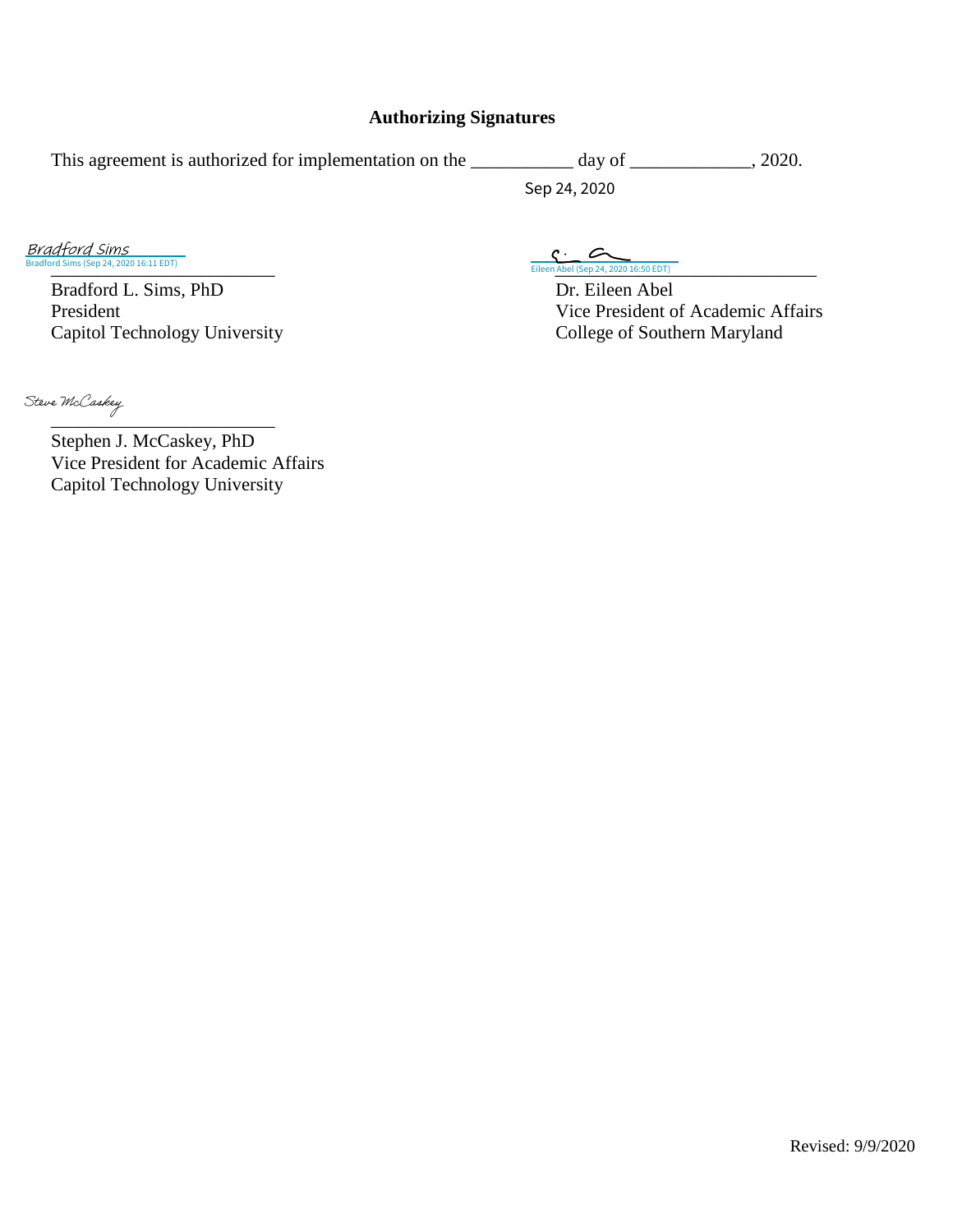## Authorizing Signatures

This agreement is authorized for implementation on the ___________ day of _____________, 2020.

Sep 24, 2020

Bradford Sims
Bradford Sims (Sep 24, 2020 16:11 EDT)
_________________________
Bradford L. Sims, PhD
President
Capitol Technology University

Eileen Abel (Sep 24, 2020 16:50 EDT)
_________________________
Dr. Eileen Abel
Vice President of Academic Affairs
College of Southern Maryland

Steve McCaskey
_________________________
Stephen J. McCaskey, PhD
Vice President for Academic Affairs
Capitol Technology University

Revised: 9/9/2020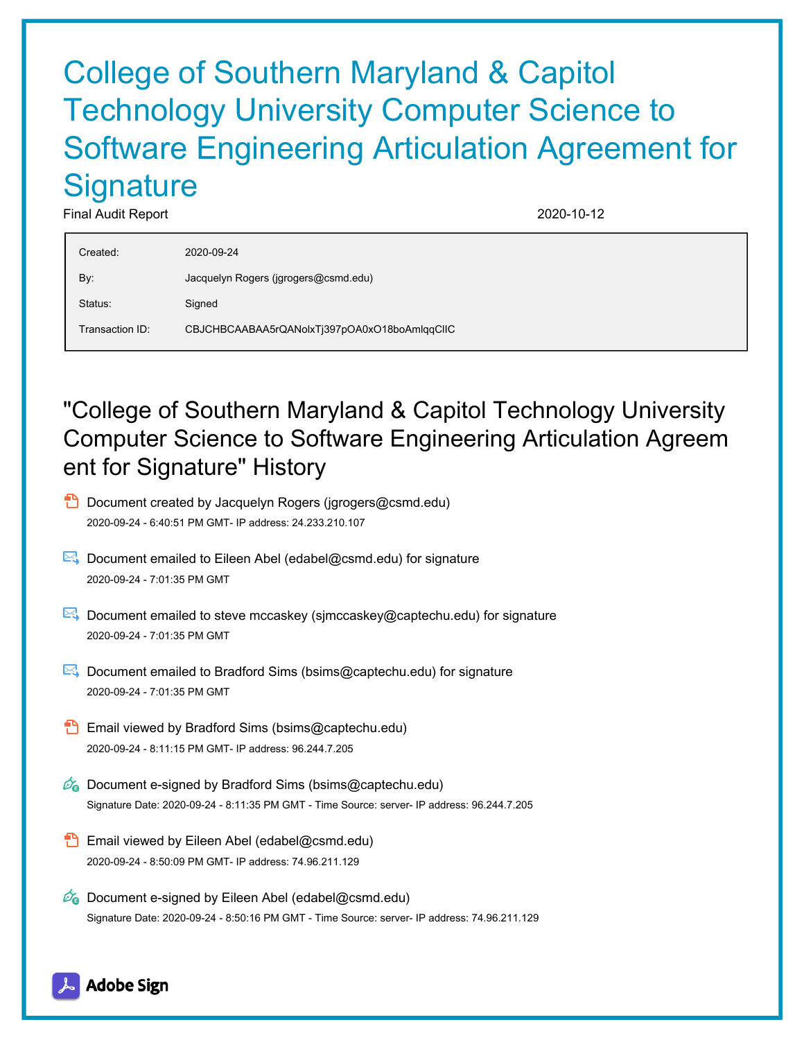# College of Southern Maryland & Capitol Technology University Computer Science to Software Engineering Articulation Agreement for Signature

Final Audit Report 2020-10-12

| | |
|---|---|
| Created: | 2020-09-24 |
| By: | Jacquelyn Rogers (jgrogers@csmd.edu) |
| Status: | Signed |
| Transaction ID: | CBJCHBCAABAA5rQANolxTj397pOA0xO18boAmlqqClIC |

## "College of Southern Maryland & Capitol Technology University Computer Science to Software Engineering Articulation Agreement for Signature" History

- Document created by Jacquelyn Rogers (jgrogers@csmd.edu)
  2020-09-24 - 6:40:51 PM GMT- IP address: 24.233.210.107

- Document emailed to Eileen Abel (edabel@csmd.edu) for signature
  2020-09-24 - 7:01:35 PM GMT

- Document emailed to steve mccaskey (sjmccaskey@captechu.edu) for signature
  2020-09-24 - 7:01:35 PM GMT

- Document emailed to Bradford Sims (bsims@captechu.edu) for signature
  2020-09-24 - 7:01:35 PM GMT

- Email viewed by Bradford Sims (bsims@captechu.edu)
  2020-09-24 - 8:11:15 PM GMT- IP address: 96.244.7.205

- Document e-signed by Bradford Sims (bsims@captechu.edu)
  Signature Date: 2020-09-24 - 8:11:35 PM GMT - Time Source: server- IP address: 96.244.7.205

- Email viewed by Eileen Abel (edabel@csmd.edu)
  2020-09-24 - 8:50:09 PM GMT- IP address: 74.96.211.129

- Document e-signed by Eileen Abel (edabel@csmd.edu)
  Signature Date: 2020-09-24 - 8:50:16 PM GMT - Time Source: server- IP address: 74.96.211.129

Adobe Sign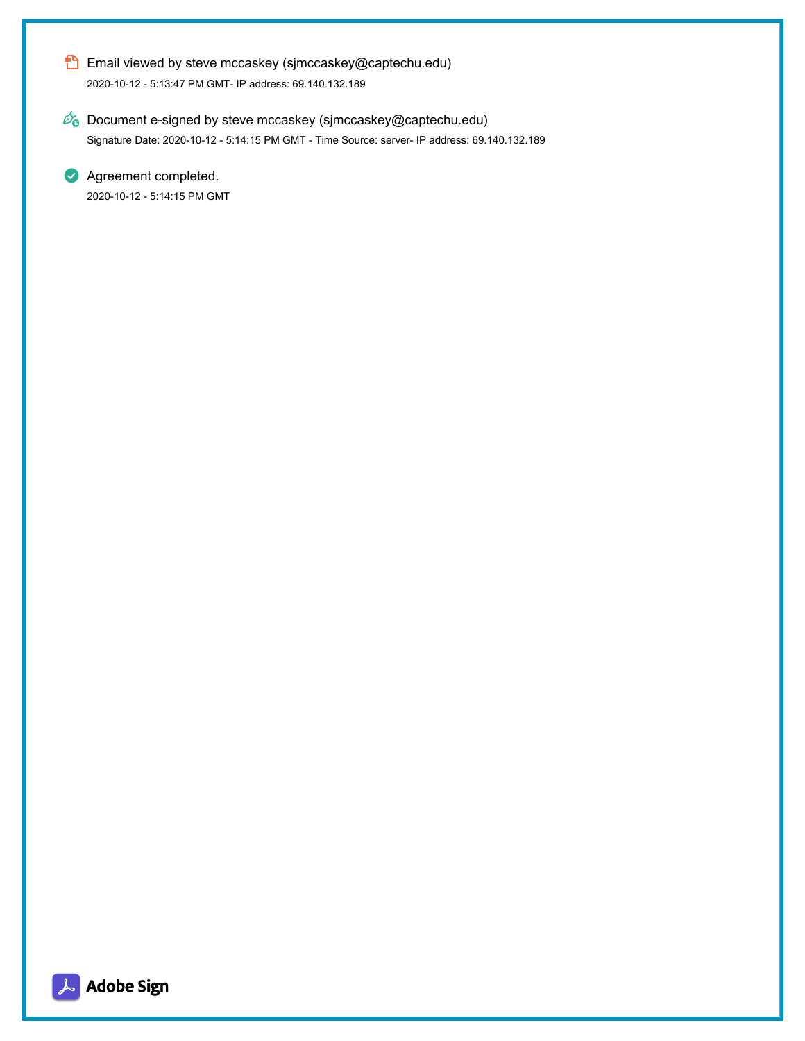Email viewed by steve mccaskey (sjmccaskey@captechu.edu)

2020-10-12 - 5:13:47 PM GMT- IP address: 69.140.132.189

Document e-signed by steve mccaskey (sjmccaskey@captechu.edu)

Signature Date: 2020-10-12 - 5:14:15 PM GMT - Time Source: server- IP address: 69.140.132.189

Agreement completed.

2020-10-12 - 5:14:15 PM GMT

Adobe Sign